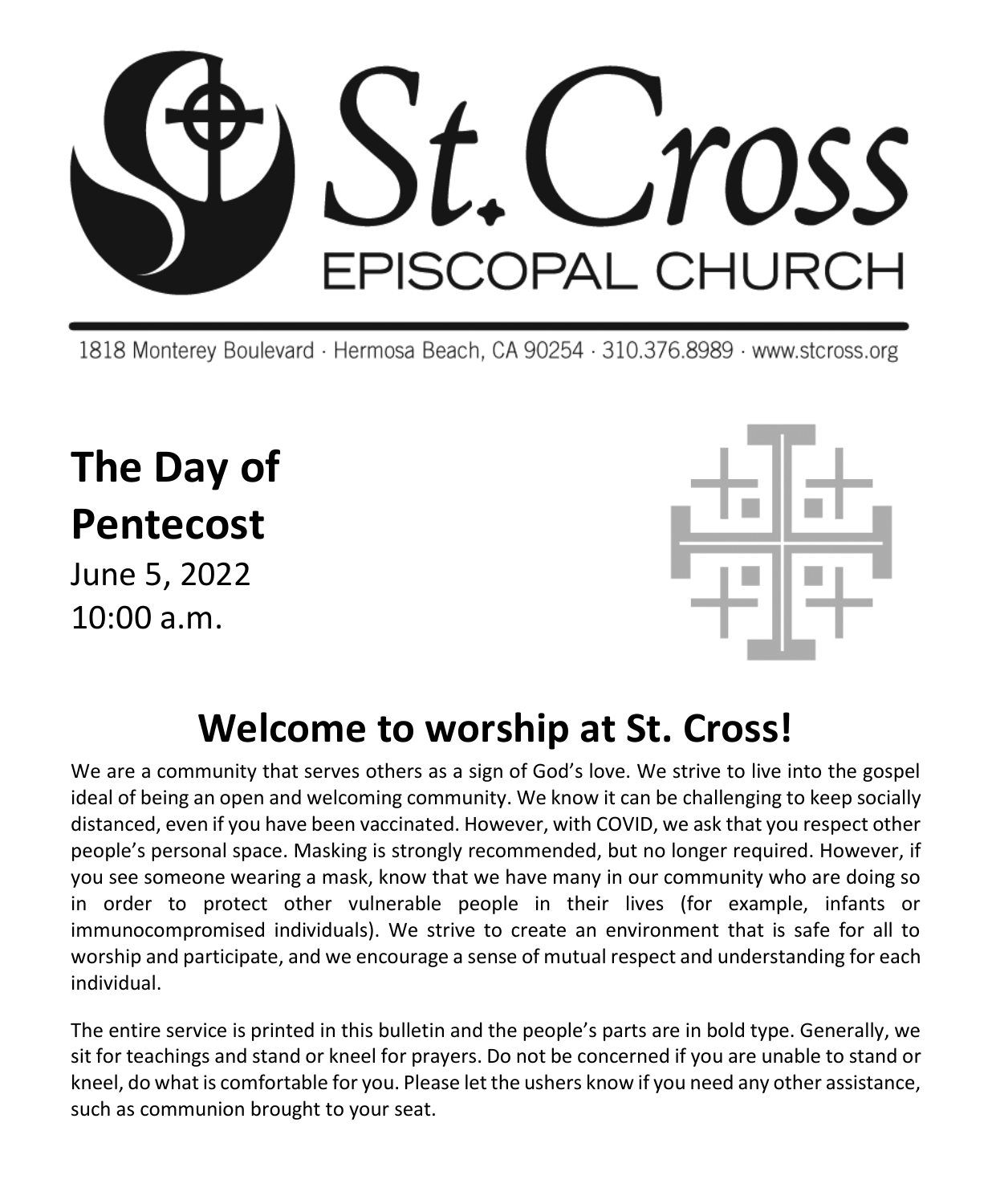# St. Cross EPISCOPAL CHURCH

1818 Monterey Boulevard · Hermosa Beach, CA 90254 · 310.376.8989 · www.stcross.org

## The Day of Pentecost

June 5, 2022
10:00 a.m.

## Welcome to worship at St. Cross!

We are a community that serves others as a sign of God's love. We strive to live into the gospel ideal of being an open and welcoming community. We know it can be challenging to keep socially distanced, even if you have been vaccinated. However, with COVID, we ask that you respect other people's personal space. Masking is strongly recommended, but no longer required. However, if you see someone wearing a mask, know that we have many in our community who are doing so in order to protect other vulnerable people in their lives (for example, infants or immunocompromised individuals). We strive to create an environment that is safe for all to worship and participate, and we encourage a sense of mutual respect and understanding for each individual.

The entire service is printed in this bulletin and the people's parts are in bold type. Generally, we sit for teachings and stand or kneel for prayers. Do not be concerned if you are unable to stand or kneel, do what is comfortable for you. Please let the ushers know if you need any other assistance, such as communion brought to your seat.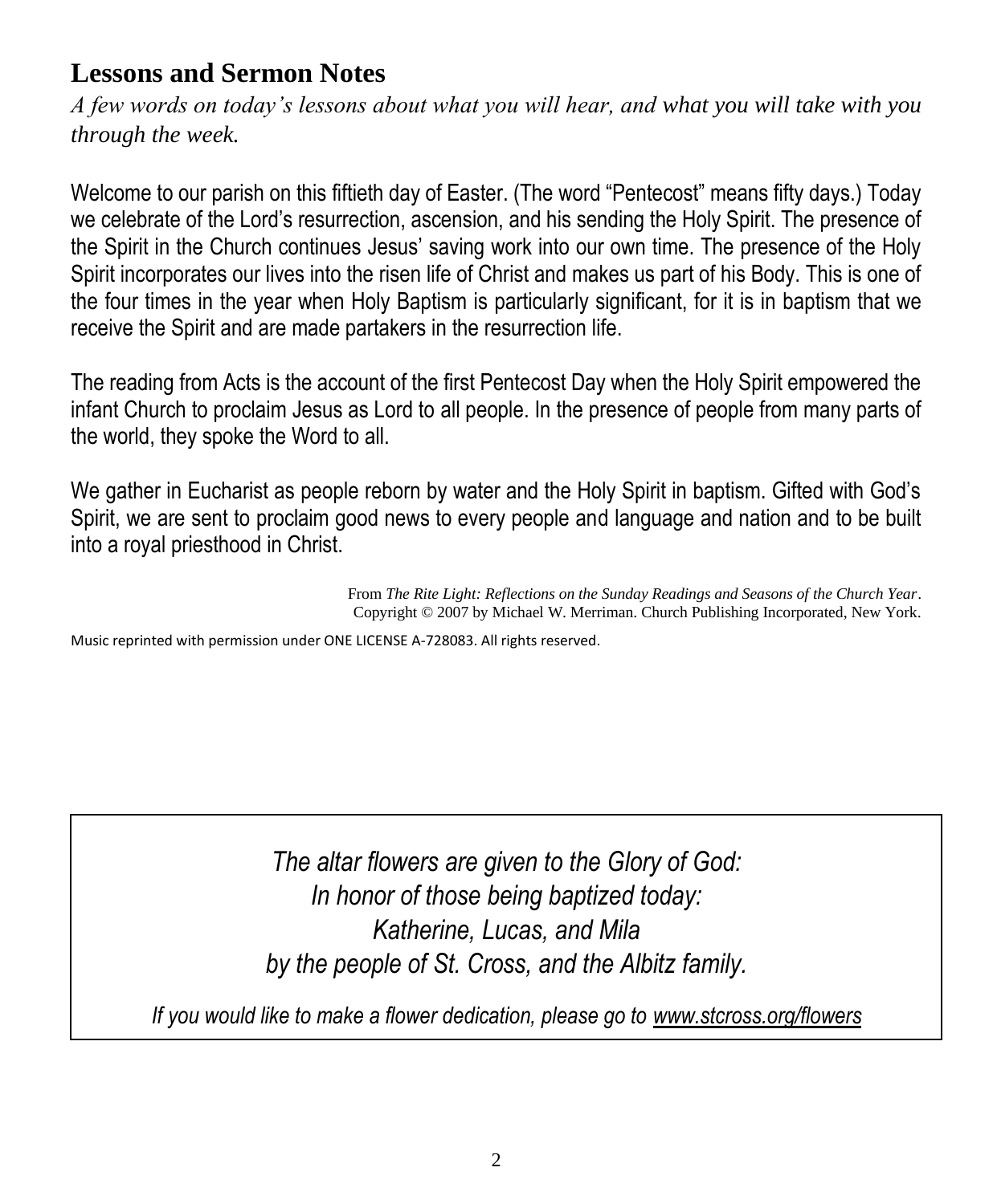## Lessons and Sermon Notes

*A few words on today's lessons about what you will hear, and what you will take with you through the week.*

Welcome to our parish on this fiftieth day of Easter. (The word "Pentecost" means fifty days.) Today we celebrate of the Lord's resurrection, ascension, and his sending the Holy Spirit. The presence of the Spirit in the Church continues Jesus' saving work into our own time. The presence of the Holy Spirit incorporates our lives into the risen life of Christ and makes us part of his Body. This is one of the four times in the year when Holy Baptism is particularly significant, for it is in baptism that we receive the Spirit and are made partakers in the resurrection life.

The reading from Acts is the account of the first Pentecost Day when the Holy Spirit empowered the infant Church to proclaim Jesus as Lord to all people. In the presence of people from many parts of the world, they spoke the Word to all.

We gather in Eucharist as people reborn by water and the Holy Spirit in baptism. Gifted with God's Spirit, we are sent to proclaim good news to every people and language and nation and to be built into a royal priesthood in Christ.

From *The Rite Light: Reflections on the Sunday Readings and Seasons of the Church Year*.
Copyright © 2007 by Michael W. Merriman. Church Publishing Incorporated, New York.

Music reprinted with permission under ONE LICENSE A-728083. All rights reserved.

*The altar flowers are given to the Glory of God:*
*In honor of those being baptized today:*
*Katherine, Lucas, and Mila*
*by the people of St. Cross, and the Albitz family.*

*If you would like to make a flower dedication, please go to www.stcross.org/flowers*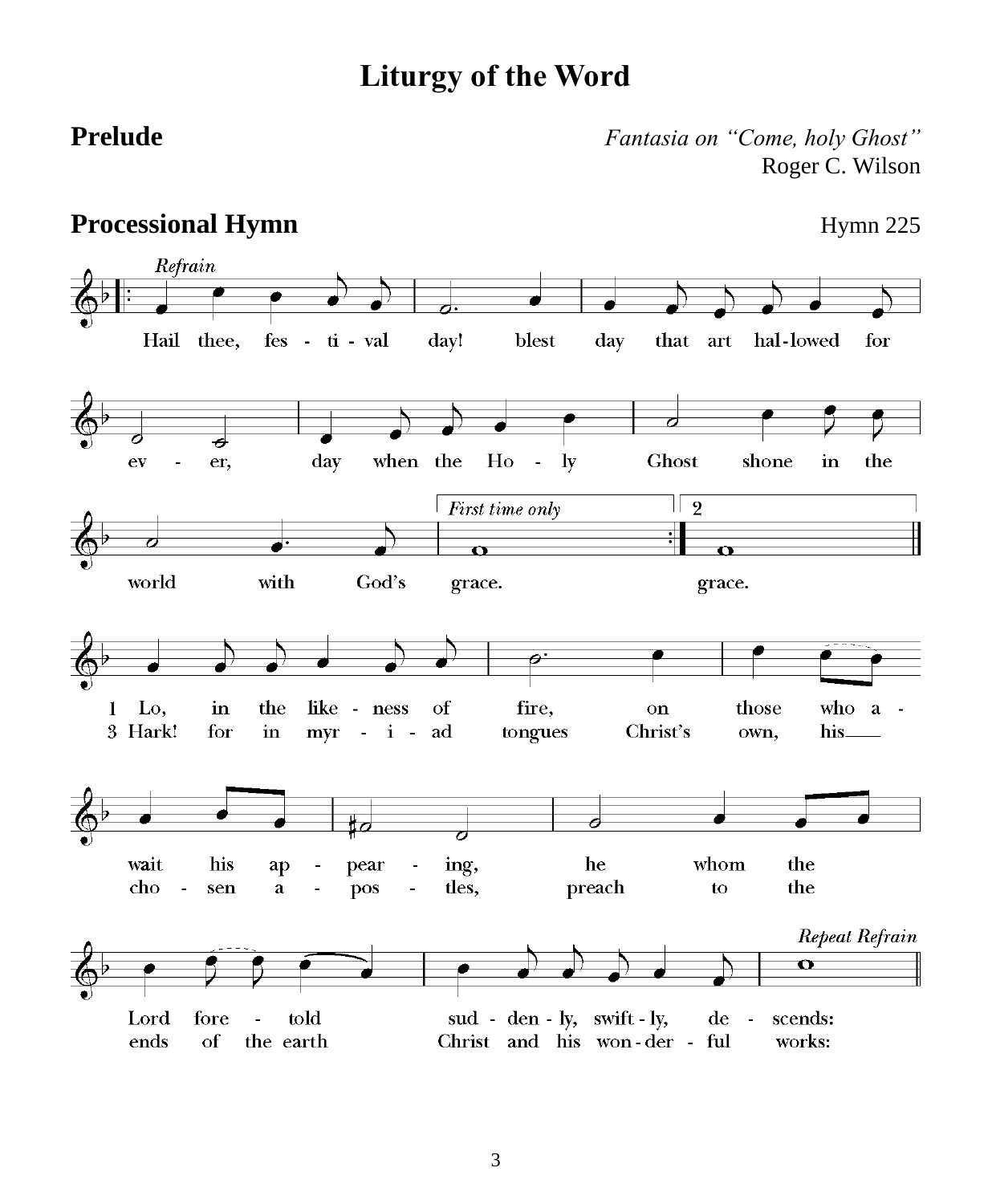# Liturgy of the Word

**Prelude** *Fantasia on "Come, holy Ghost"*
Roger C. Wilson

**Processional Hymn** Hymn 225

*Refrain*

Hail thee, festival day! blest day that art hallowed for ever, day when the Holy Ghost shone in the world with God's grace.

*First time only* grace. 2 grace.

1 Lo, in the likeness of fire, on those who await his appearing, he whom the Lord foretold suddenly, swiftly, descends:

3 Hark! for in myriad tongues Christ's own, his chosen apostles, preach to the ends of the earth Christ and his wonderful works:

*Repeat Refrain*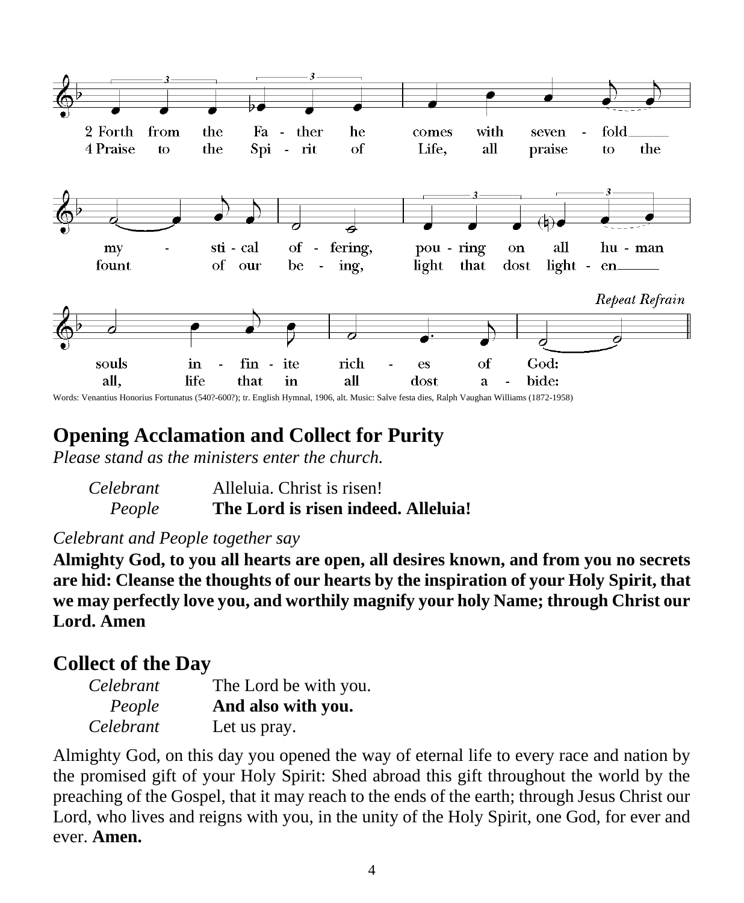2 Forth from the Father he comes with sevenfold mystical offering, pouring on all human souls infinite riches of God:
4 Praise to the Spirit of Life, all praise to the fount of our being, light that dost lighten all, life that in all dost abide:

*Repeat Refrain*

Words: Venantius Honorius Fortunatus (540?-600?); tr. English Hymnal, 1906, alt. Music: Salve festa dies, Ralph Vaughan Williams (1872-1958)

## Opening Acclamation and Collect for Purity

*Please stand as the ministers enter the church.*

*Celebrant* Alleluia. Christ is risen!
*People* **The Lord is risen indeed. Alleluia!**

*Celebrant and People together say*

**Almighty God, to you all hearts are open, all desires known, and from you no secrets are hid: Cleanse the thoughts of our hearts by the inspiration of your Holy Spirit, that we may perfectly love you, and worthily magnify your holy Name; through Christ our Lord. Amen**

## Collect of the Day

*Celebrant* The Lord be with you.
*People* **And also with you.**
*Celebrant* Let us pray.

Almighty God, on this day you opened the way of eternal life to every race and nation by the promised gift of your Holy Spirit: Shed abroad this gift throughout the world by the preaching of the Gospel, that it may reach to the ends of the earth; through Jesus Christ our Lord, who lives and reigns with you, in the unity of the Holy Spirit, one God, for ever and ever. **Amen.**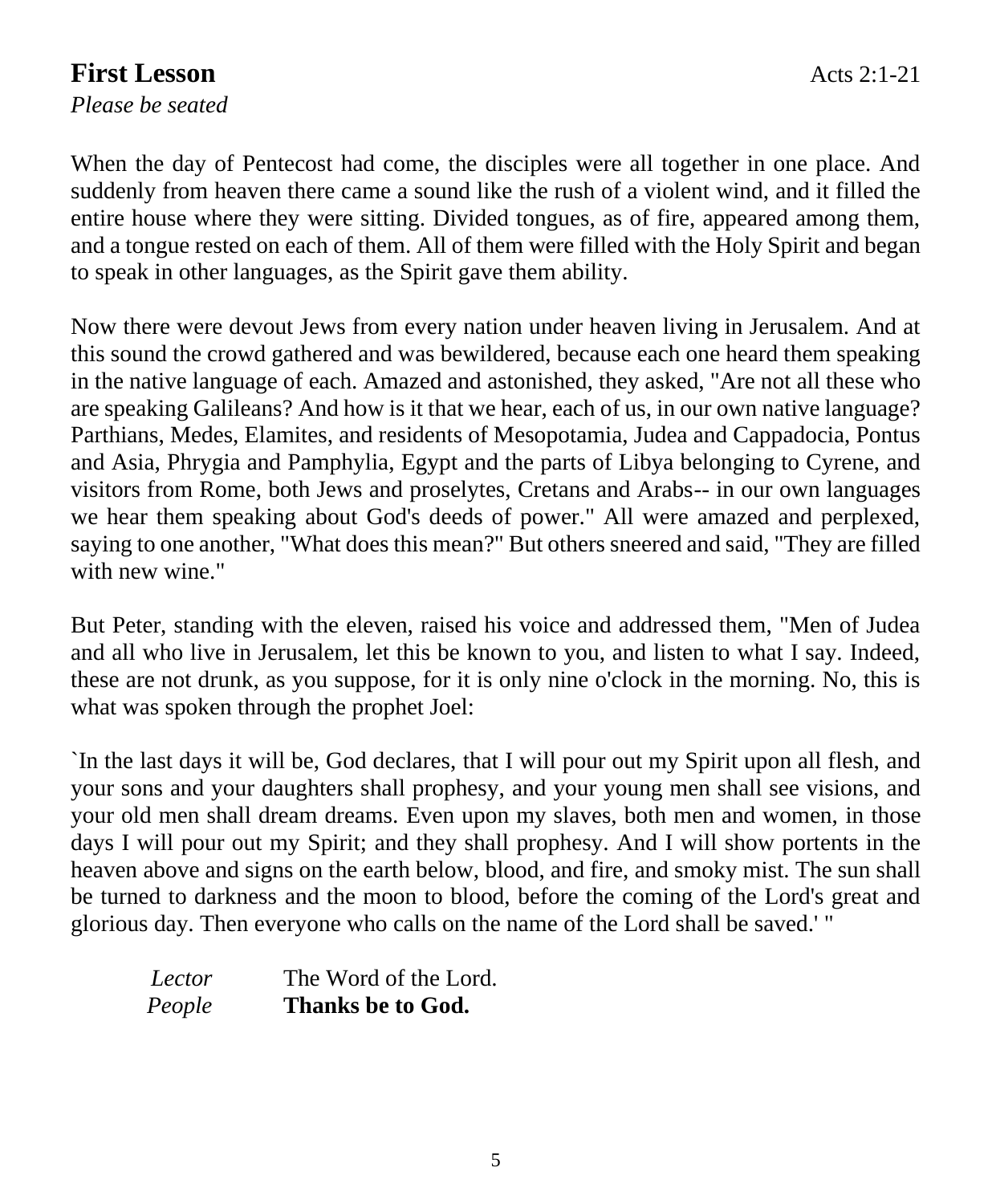## First Lesson

Acts 2:1-21

*Please be seated*

When the day of Pentecost had come, the disciples were all together in one place. And suddenly from heaven there came a sound like the rush of a violent wind, and it filled the entire house where they were sitting. Divided tongues, as of fire, appeared among them, and a tongue rested on each of them. All of them were filled with the Holy Spirit and began to speak in other languages, as the Spirit gave them ability.

Now there were devout Jews from every nation under heaven living in Jerusalem. And at this sound the crowd gathered and was bewildered, because each one heard them speaking in the native language of each. Amazed and astonished, they asked, "Are not all these who are speaking Galileans? And how is it that we hear, each of us, in our own native language? Parthians, Medes, Elamites, and residents of Mesopotamia, Judea and Cappadocia, Pontus and Asia, Phrygia and Pamphylia, Egypt and the parts of Libya belonging to Cyrene, and visitors from Rome, both Jews and proselytes, Cretans and Arabs-- in our own languages we hear them speaking about God's deeds of power." All were amazed and perplexed, saying to one another, "What does this mean?" But others sneered and said, "They are filled with new wine."

But Peter, standing with the eleven, raised his voice and addressed them, "Men of Judea and all who live in Jerusalem, let this be known to you, and listen to what I say. Indeed, these are not drunk, as you suppose, for it is only nine o'clock in the morning. No, this is what was spoken through the prophet Joel:

`In the last days it will be, God declares, that I will pour out my Spirit upon all flesh, and your sons and your daughters shall prophesy, and your young men shall see visions, and your old men shall dream dreams. Even upon my slaves, both men and women, in those days I will pour out my Spirit; and they shall prophesy. And I will show portents in the heaven above and signs on the earth below, blood, and fire, and smoky mist. The sun shall be turned to darkness and the moon to blood, before the coming of the Lord's great and glorious day. Then everyone who calls on the name of the Lord shall be saved.' "

*Lector* The Word of the Lord.
*People* **Thanks be to God.**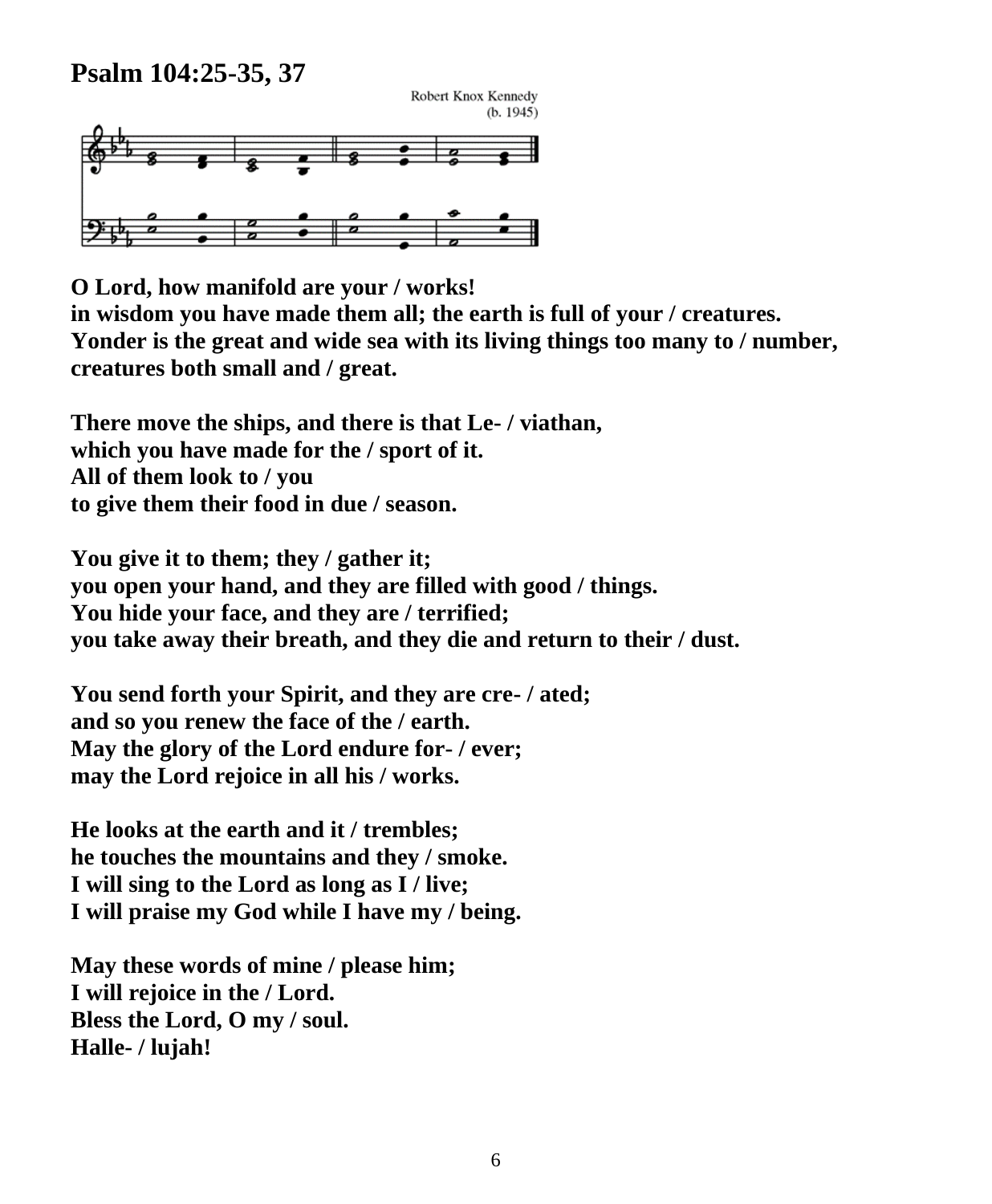## Psalm 104:25-35, 37

Robert Knox Kennedy
(b. 1945)

**O Lord, how manifold are your / works!**
**in wisdom you have made them all; the earth is full of your / creatures.**
**Yonder is the great and wide sea with its living things too many to / number,**
**creatures both small and / great.**

**There move the ships, and there is that Le- / viathan,**
**which you have made for the / sport of it.**
**All of them look to / you**
**to give them their food in due / season.**

**You give it to them; they / gather it;**
**you open your hand, and they are filled with good / things.**
**You hide your face, and they are / terrified;**
**you take away their breath, and they die and return to their / dust.**

**You send forth your Spirit, and they are cre- / ated;**
**and so you renew the face of the / earth.**
**May the glory of the Lord endure for- / ever;**
**may the Lord rejoice in all his / works.**

**He looks at the earth and it / trembles;**
**he touches the mountains and they / smoke.**
**I will sing to the Lord as long as I / live;**
**I will praise my God while I have my / being.**

**May these words of mine / please him;**
**I will rejoice in the / Lord.**
**Bless the Lord, O my / soul.**
**Halle- / lujah!**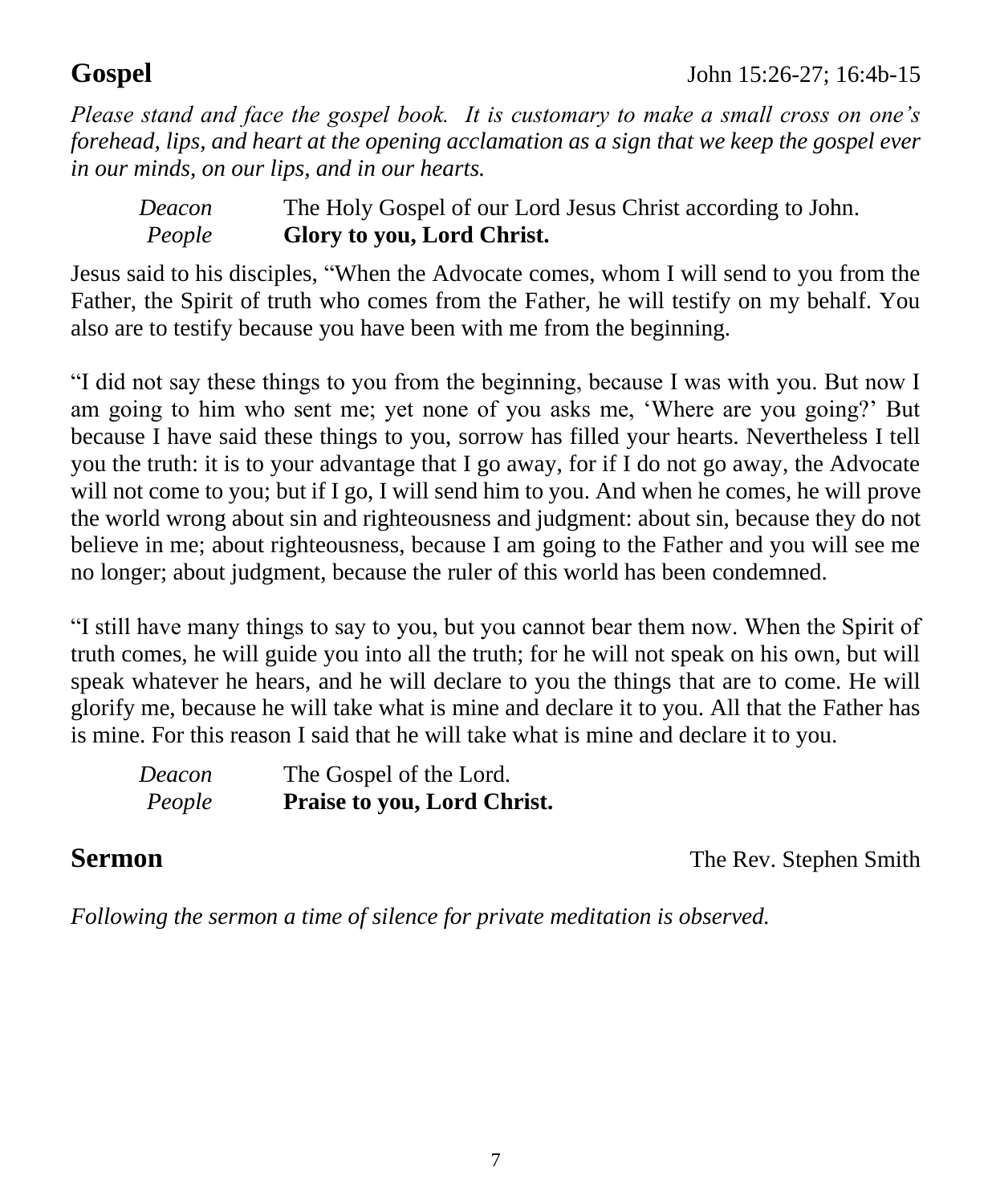## Gospel

John 15:26-27; 16:4b-15

*Please stand and face the gospel book. It is customary to make a small cross on one's forehead, lips, and heart at the opening acclamation as a sign that we keep the gospel ever in our minds, on our lips, and in our hearts.*

*Deacon* The Holy Gospel of our Lord Jesus Christ according to John.
*People* **Glory to you, Lord Christ.**

Jesus said to his disciples, "When the Advocate comes, whom I will send to you from the Father, the Spirit of truth who comes from the Father, he will testify on my behalf. You also are to testify because you have been with me from the beginning.

"I did not say these things to you from the beginning, because I was with you. But now I am going to him who sent me; yet none of you asks me, 'Where are you going?' But because I have said these things to you, sorrow has filled your hearts. Nevertheless I tell you the truth: it is to your advantage that I go away, for if I do not go away, the Advocate will not come to you; but if I go, I will send him to you. And when he comes, he will prove the world wrong about sin and righteousness and judgment: about sin, because they do not believe in me; about righteousness, because I am going to the Father and you will see me no longer; about judgment, because the ruler of this world has been condemned.

"I still have many things to say to you, but you cannot bear them now. When the Spirit of truth comes, he will guide you into all the truth; for he will not speak on his own, but will speak whatever he hears, and he will declare to you the things that are to come. He will glorify me, because he will take what is mine and declare it to you. All that the Father has is mine. For this reason I said that he will take what is mine and declare it to you.

*Deacon* The Gospel of the Lord.
*People* **Praise to you, Lord Christ.**

## Sermon

The Rev. Stephen Smith

*Following the sermon a time of silence for private meditation is observed.*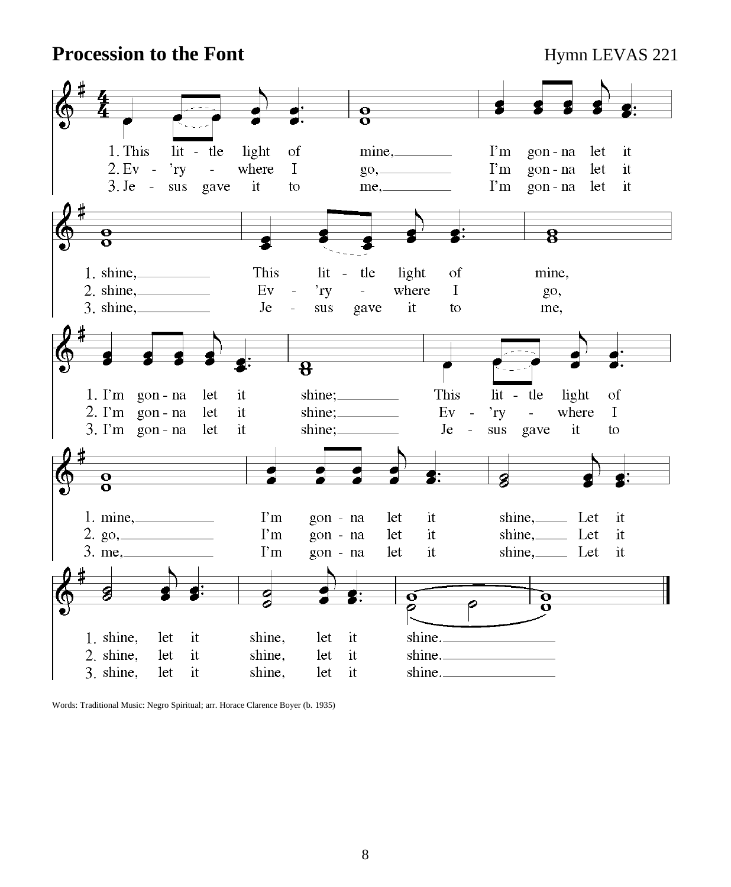**Procession to the Font** Hymn LEVAS 221

1. This little light of mine, I'm gonna let it shine, This little light of mine, I'm gonna let it shine; This little light of mine, I'm gonna let it shine, Let it shine, let it shine, let it shine.

2. Ev'rywhere I go, I'm gonna let it shine, Ev'rywhere I go, I'm gonna let it shine; Ev'rywhere I go, I'm gonna let it shine, Let it shine, let it shine, let it shine.

3. Jesus gave it to me, I'm gonna let it shine, Jesus gave it to me, I'm gonna let it shine; Jesus gave it to me, I'm gonna let it shine, Let it shine, let it shine, let it shine.

Words: Traditional Music: Negro Spiritual; arr. Horace Clarence Boyer (b. 1935)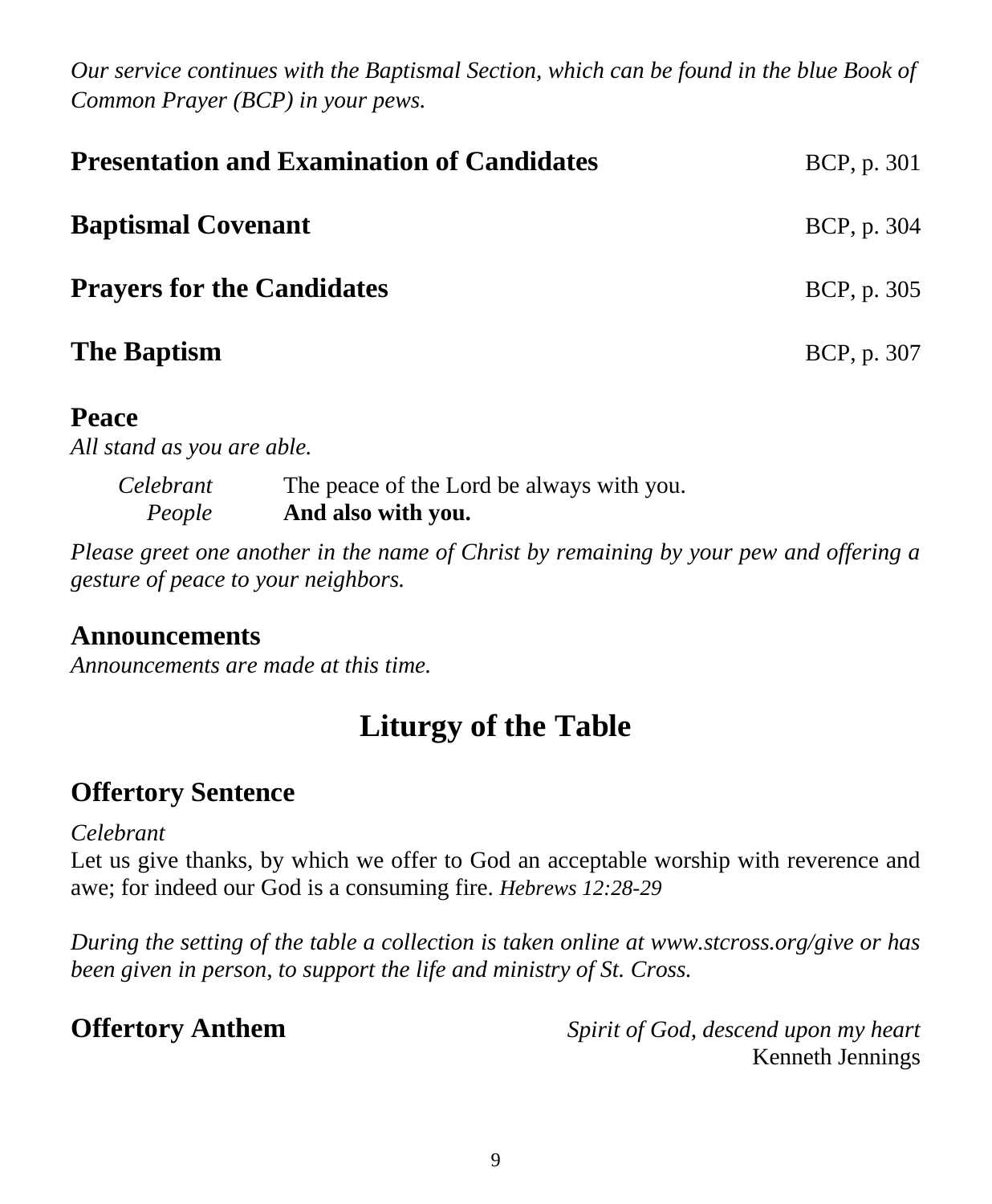*Our service continues with the Baptismal Section, which can be found in the blue Book of Common Prayer (BCP) in your pews.*

**Presentation and Examination of Candidates** BCP, p. 301

**Baptismal Covenant** BCP, p. 304

**Prayers for the Candidates** BCP, p. 305

**The Baptism** BCP, p. 307

## Peace

*All stand as you are able.*

*Celebrant* The peace of the Lord be always with you.
*People* **And also with you.**

*Please greet one another in the name of Christ by remaining by your pew and offering a gesture of peace to your neighbors.*

## Announcements

*Announcements are made at this time.*

# Liturgy of the Table

## Offertory Sentence

*Celebrant*
Let us give thanks, by which we offer to God an acceptable worship with reverence and awe; for indeed our God is a consuming fire. *Hebrews 12:28-29*

*During the setting of the table a collection is taken online at www.stcross.org/give or has been given in person, to support the life and ministry of St. Cross.*

## Offertory Anthem

*Spirit of God, descend upon my heart*
Kenneth Jennings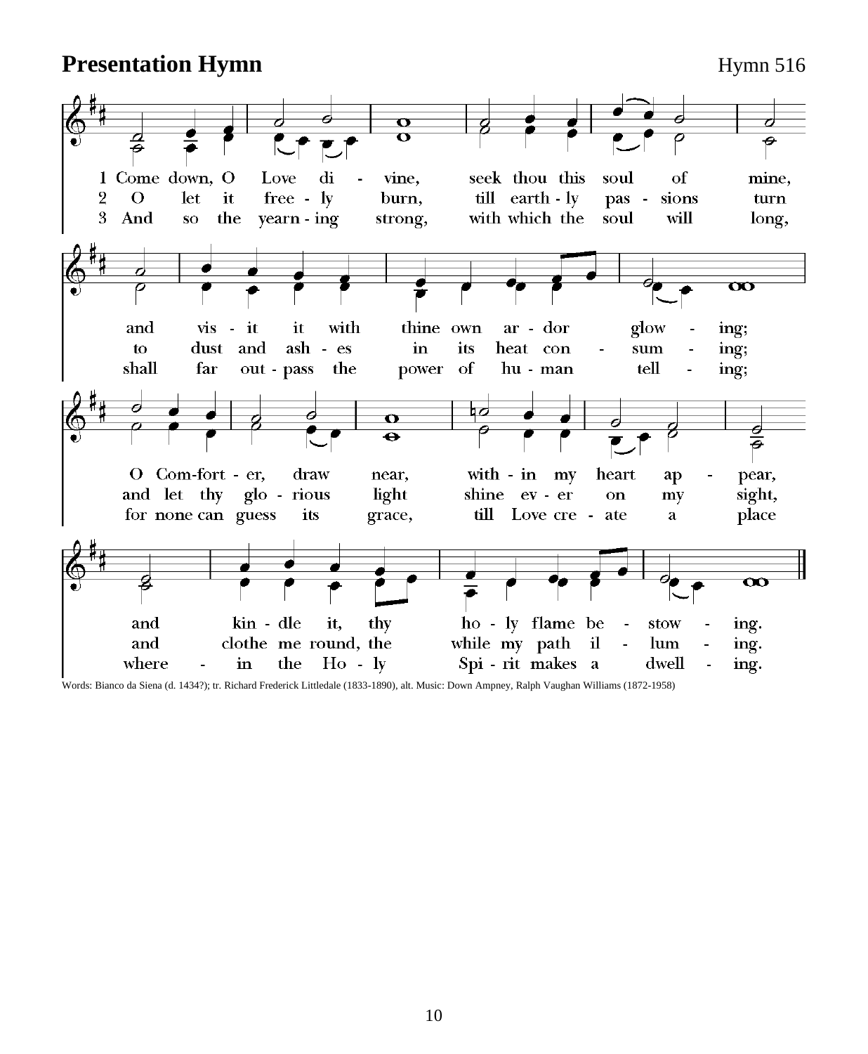## Presentation Hymn

Hymn 516

1 Come down, O Love divine, seek thou this soul of mine, and visit it with thine own ardor glowing; O Comforter, draw near, within my heart appear, and kindle it, thy holy flame bestowing.

2 O let it freely burn, till earthly passions turn to dust and ashes in its heat consuming; and let thy glorious light shine ever on my sight, and clothe me round, the while my path illuming.

3 And so the yearning strong, with which the soul will long, shall far outpass the power of human telling; for none can guess its grace, till Love create a place where in the Holy Spirit makes a dwelling.

Words: Bianco da Siena (d. 1434?); tr. Richard Frederick Littledale (1833-1890), alt. Music: Down Ampney, Ralph Vaughan Williams (1872-1958)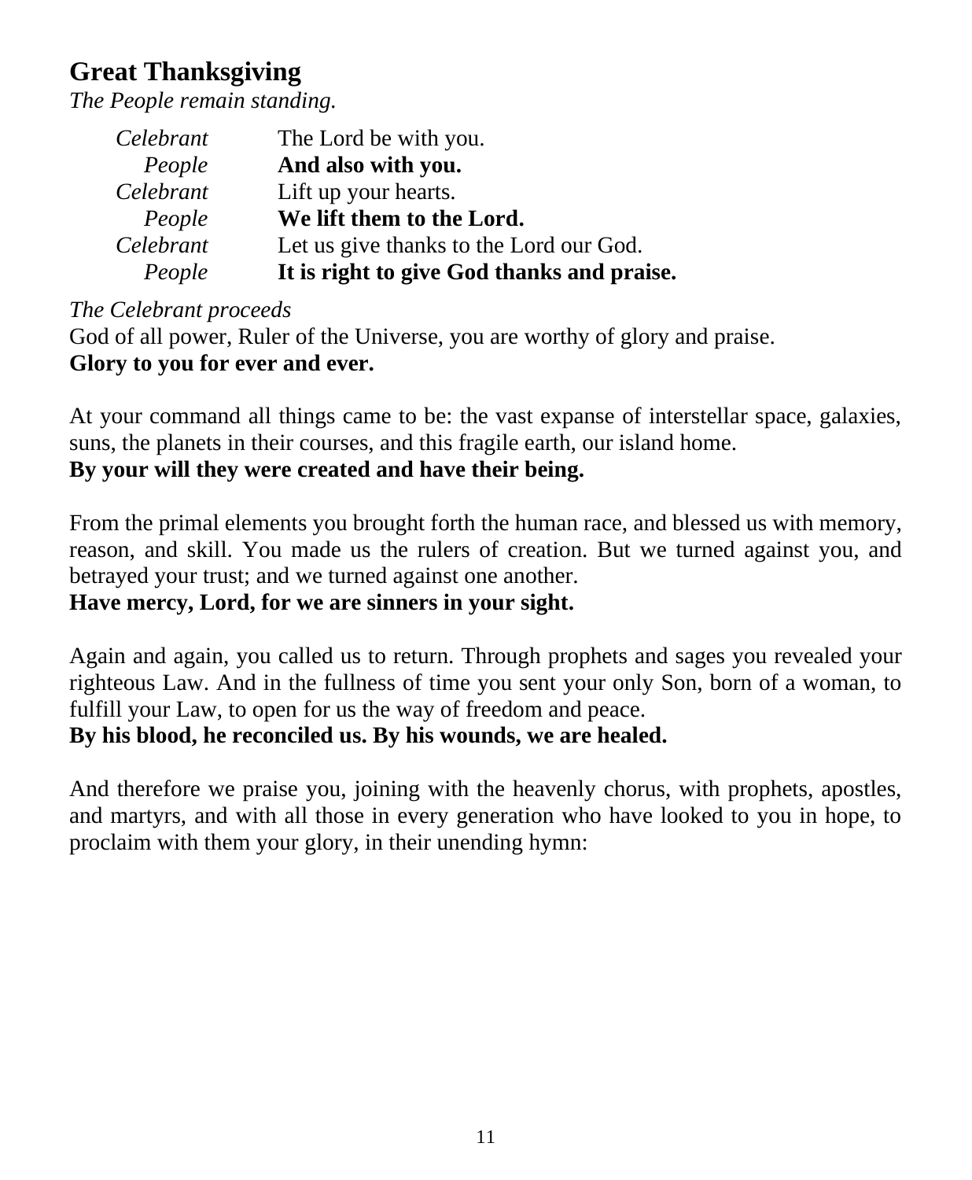## Great Thanksgiving

*The People remain standing.*

| | |
|---|---|
| *Celebrant* | The Lord be with you. |
| *People* | **And also with you.** |
| *Celebrant* | Lift up your hearts. |
| *People* | **We lift them to the Lord.** |
| *Celebrant* | Let us give thanks to the Lord our God. |
| *People* | **It is right to give God thanks and praise.** |

*The Celebrant proceeds*

God of all power, Ruler of the Universe, you are worthy of glory and praise.
**Glory to you for ever and ever.**

At your command all things came to be: the vast expanse of interstellar space, galaxies, suns, the planets in their courses, and this fragile earth, our island home.
**By your will they were created and have their being.**

From the primal elements you brought forth the human race, and blessed us with memory, reason, and skill. You made us the rulers of creation. But we turned against you, and betrayed your trust; and we turned against one another.
**Have mercy, Lord, for we are sinners in your sight.**

Again and again, you called us to return. Through prophets and sages you revealed your righteous Law. And in the fullness of time you sent your only Son, born of a woman, to fulfill your Law, to open for us the way of freedom and peace.
**By his blood, he reconciled us. By his wounds, we are healed.**

And therefore we praise you, joining with the heavenly chorus, with prophets, apostles, and martyrs, and with all those in every generation who have looked to you in hope, to proclaim with them your glory, in their unending hymn: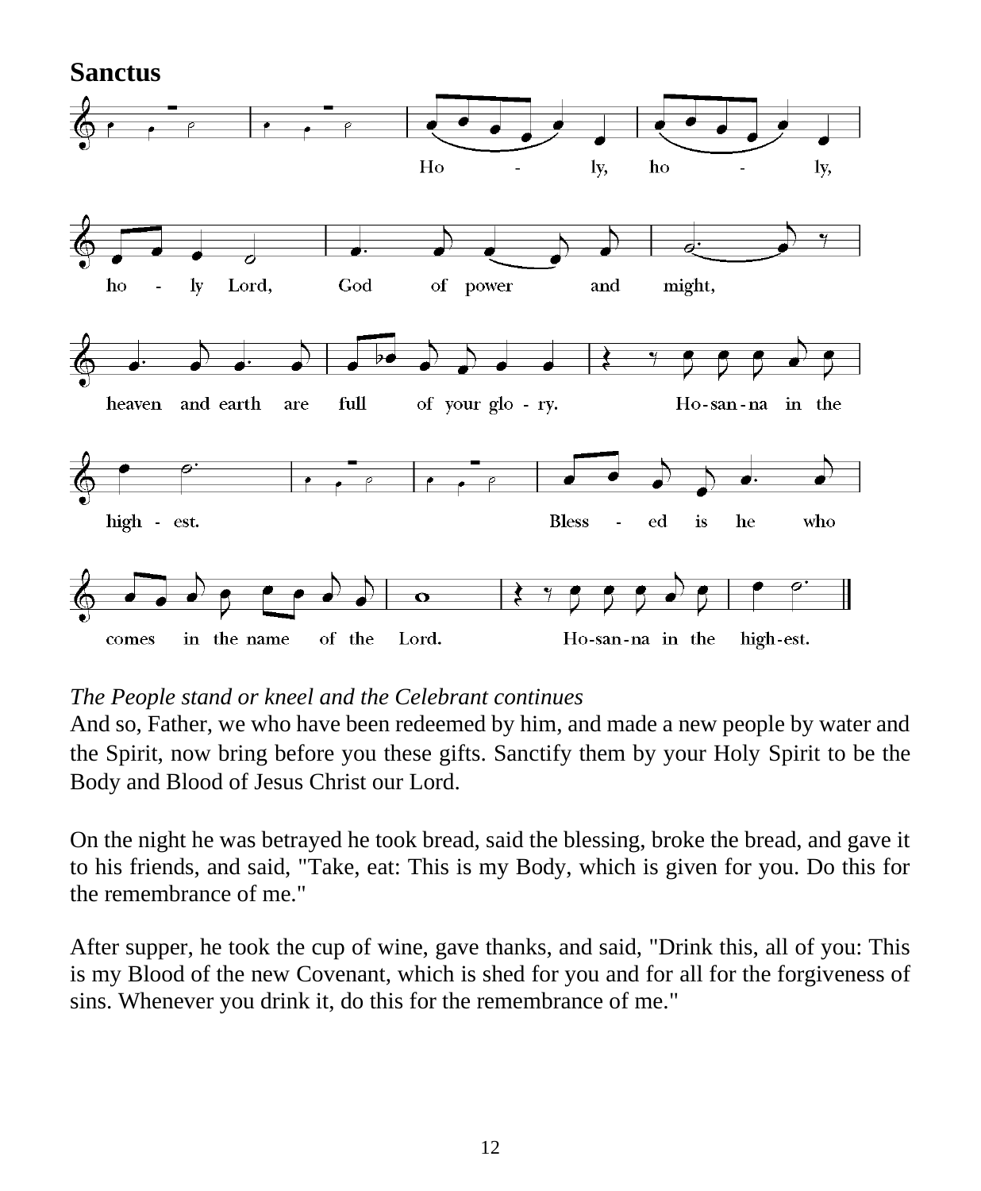**Sanctus**

Ho - ly, ho - ly,

ho - ly Lord, God of power and might,

heaven and earth are full of your glo - ry. Ho-san-na in the

high - est. Bless - ed is he who

comes in the name of the Lord. Ho-san-na in the high-est.

*The People stand or kneel and the Celebrant continues*

And so, Father, we who have been redeemed by him, and made a new people by water and the Spirit, now bring before you these gifts. Sanctify them by your Holy Spirit to be the Body and Blood of Jesus Christ our Lord.

On the night he was betrayed he took bread, said the blessing, broke the bread, and gave it to his friends, and said, "Take, eat: This is my Body, which is given for you. Do this for the remembrance of me."

After supper, he took the cup of wine, gave thanks, and said, "Drink this, all of you: This is my Blood of the new Covenant, which is shed for you and for all for the forgiveness of sins. Whenever you drink it, do this for the remembrance of me."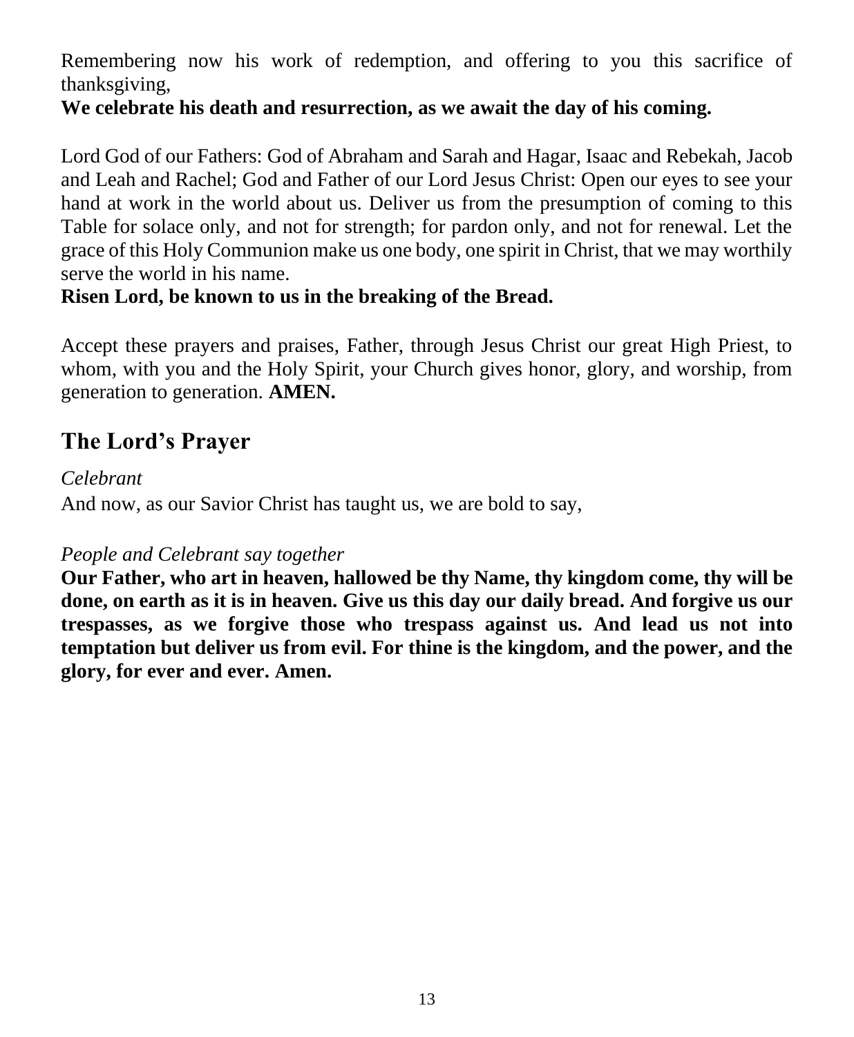Remembering now his work of redemption, and offering to you this sacrifice of thanksgiving,
**We celebrate his death and resurrection, as we await the day of his coming.**

Lord God of our Fathers: God of Abraham and Sarah and Hagar, Isaac and Rebekah, Jacob and Leah and Rachel; God and Father of our Lord Jesus Christ: Open our eyes to see your hand at work in the world about us. Deliver us from the presumption of coming to this Table for solace only, and not for strength; for pardon only, and not for renewal. Let the grace of this Holy Communion make us one body, one spirit in Christ, that we may worthily serve the world in his name.
**Risen Lord, be known to us in the breaking of the Bread.**

Accept these prayers and praises, Father, through Jesus Christ our great High Priest, to whom, with you and the Holy Spirit, your Church gives honor, glory, and worship, from generation to generation. **AMEN.**

## The Lord's Prayer

*Celebrant*
And now, as our Savior Christ has taught us, we are bold to say,

*People and Celebrant say together*
**Our Father, who art in heaven, hallowed be thy Name, thy kingdom come, thy will be done, on earth as it is in heaven. Give us this day our daily bread. And forgive us our trespasses, as we forgive those who trespass against us. And lead us not into temptation but deliver us from evil. For thine is the kingdom, and the power, and the glory, for ever and ever. Amen.**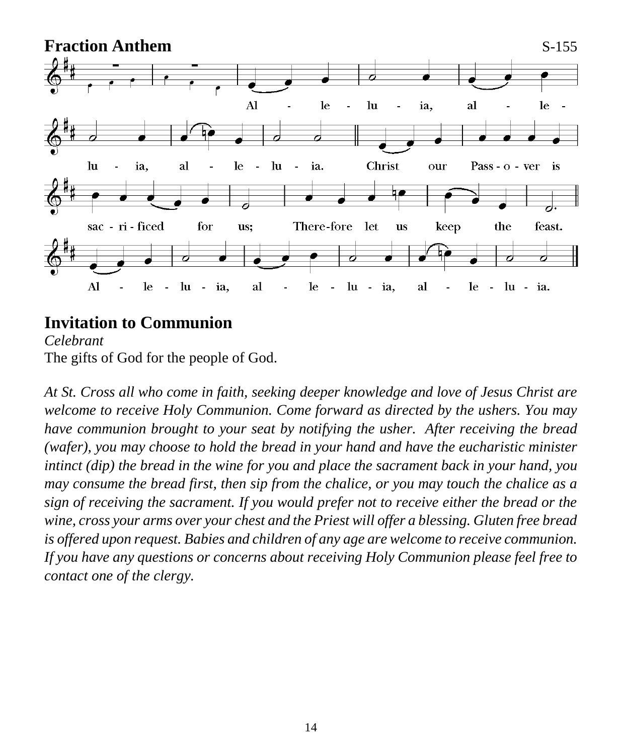## Fraction Anthem

S-155

Al - le - lu - ia, al - le - lu - ia, al - le - lu - ia.

Christ our Pass - o - ver is sac - ri - ficed for us; There-fore let us keep the feast.

Al - le - lu - ia, al - le - lu - ia, al - le - lu - ia.

## Invitation to Communion

*Celebrant*
The gifts of God for the people of God.

*At St. Cross all who come in faith, seeking deeper knowledge and love of Jesus Christ are welcome to receive Holy Communion. Come forward as directed by the ushers. You may have communion brought to your seat by notifying the usher. After receiving the bread (wafer), you may choose to hold the bread in your hand and have the eucharistic minister intinct (dip) the bread in the wine for you and place the sacrament back in your hand, you may consume the bread first, then sip from the chalice, or you may touch the chalice as a sign of receiving the sacrament. If you would prefer not to receive either the bread or the wine, cross your arms over your chest and the Priest will offer a blessing. Gluten free bread is offered upon request. Babies and children of any age are welcome to receive communion. If you have any questions or concerns about receiving Holy Communion please feel free to contact one of the clergy.*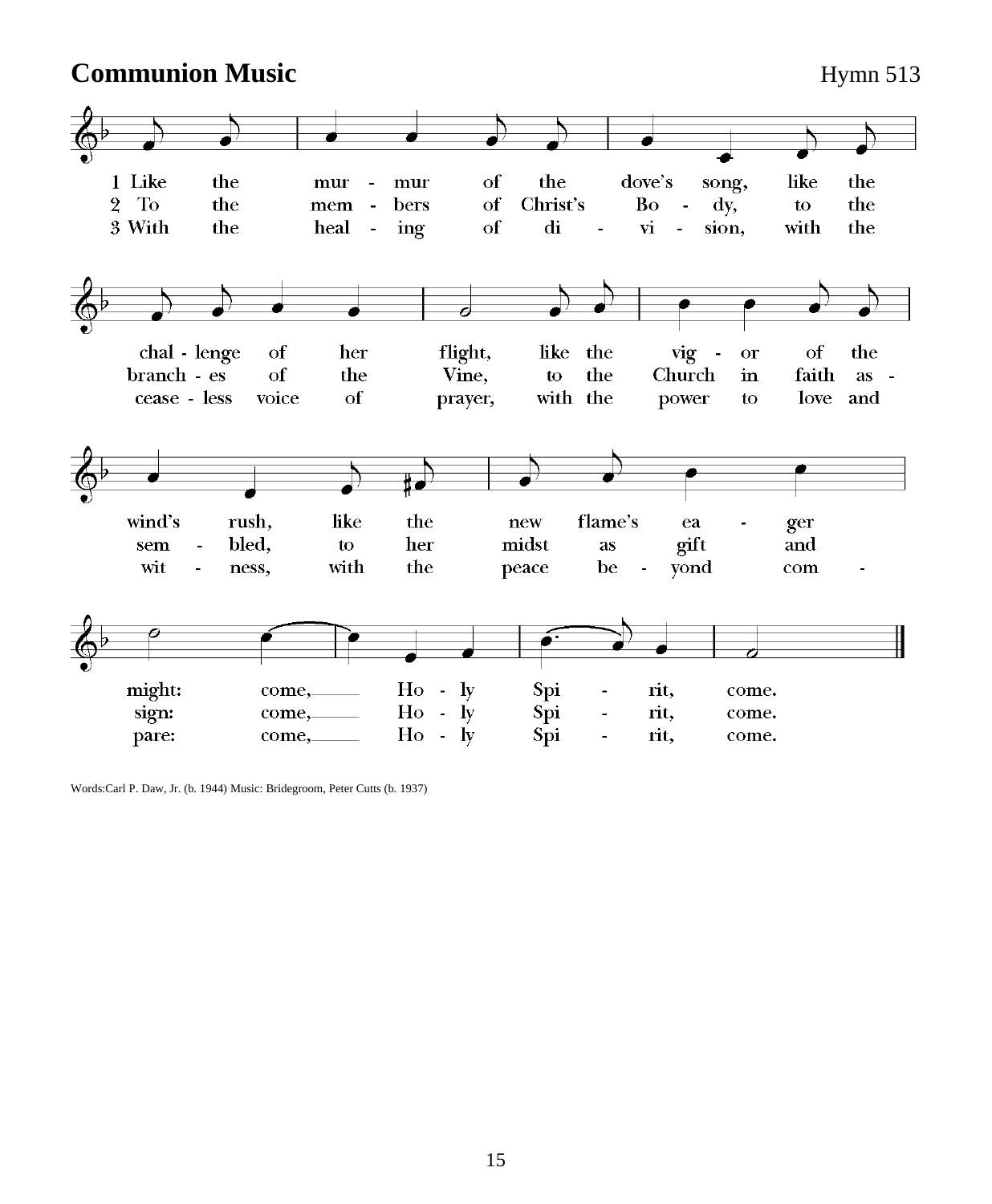**Communion Music** Hymn 513

1 Like the mur - mur of the dove's song, like the chal - lenge of her flight, like the vig - or of the wind's rush, like the new flame's ea - ger might: come, Ho - ly Spi - rit, come.

2 To the mem - bers of Christ's Bo - dy, to the branch - es of the Vine, to the Church in faith as - sem - bled, to her midst as gift and sign: come, Ho - ly Spi - rit, come.

3 With the heal - ing of di - vi - sion, with the cease - less voice of prayer, with the power to love and wit - ness, with the peace be - yond com - pare: come, Ho - ly Spi - rit, come.

Words:Carl P. Daw, Jr. (b. 1944) Music: Bridegroom, Peter Cutts (b. 1937)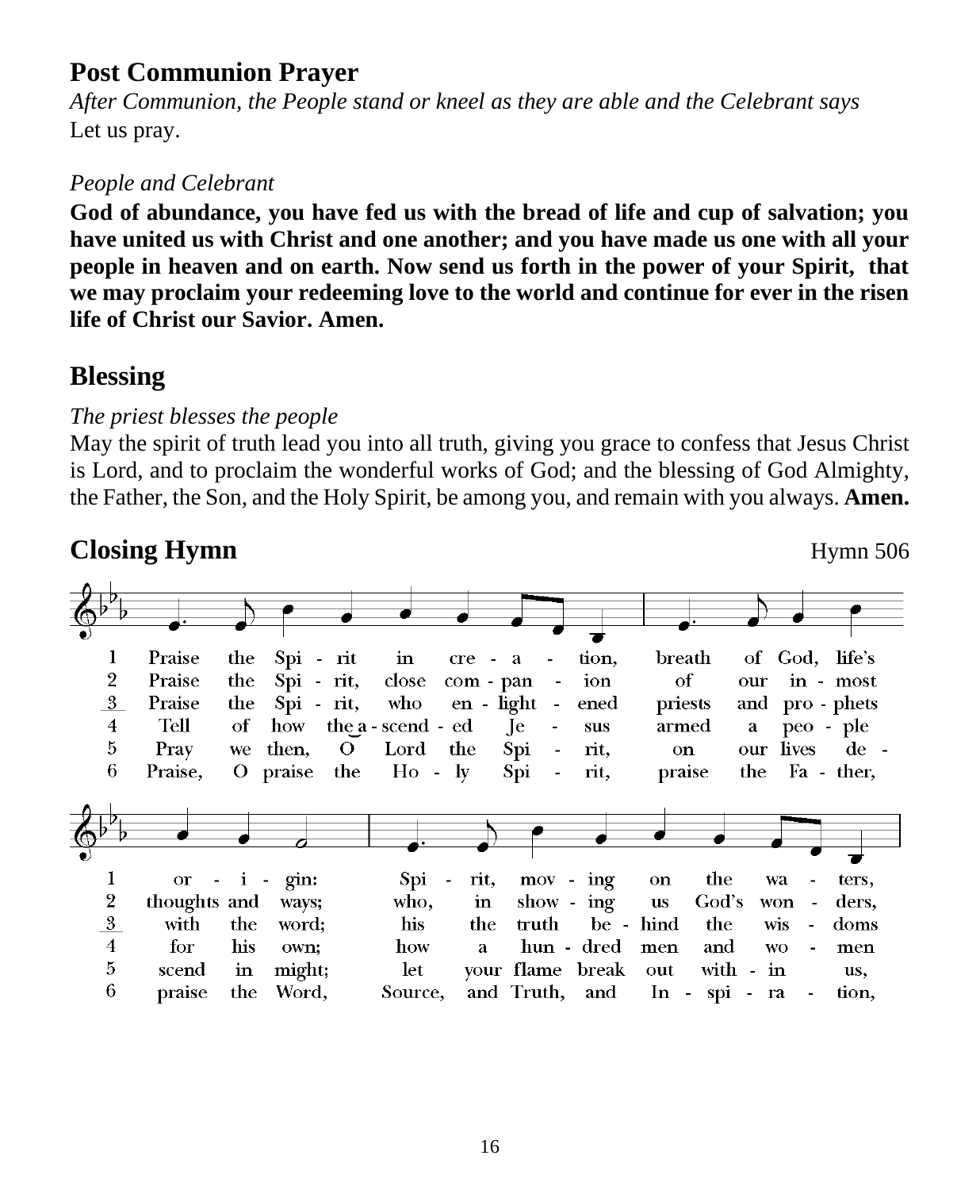## Post Communion Prayer

*After Communion, the People stand or kneel as they are able and the Celebrant says*
Let us pray.

*People and Celebrant*
**God of abundance, you have fed us with the bread of life and cup of salvation; you have united us with Christ and one another; and you have made us one with all your people in heaven and on earth. Now send us forth in the power of your Spirit, that we may proclaim your redeeming love to the world and continue for ever in the risen life of Christ our Savior. Amen.**

## Blessing

*The priest blesses the people*
May the spirit of truth lead you into all truth, giving you grace to confess that Jesus Christ is Lord, and to proclaim the wonderful works of God; and the blessing of God Almighty, the Father, the Son, and the Holy Spirit, be among you, and remain with you always. **Amen.**

## Closing Hymn

Hymn 506

1 Praise the Spi - rit in cre - a - tion, breath of God, life's or - i - gin: Spi - rit, mov - ing on the wa - ters,
2 Praise the Spi - rit, close com - pan - ion of our in - most thoughts and ways; who, in show - ing us God's won - ders,
3 Praise the Spi - rit, who en - light - ened priests and pro - phets with the word; his the truth be - hind the wis - doms
4 Tell of how the a - scend - ed Je - sus armed a peo - ple for his own; how a hun - dred men and wo - men
5 Pray we then, O Lord the Spi - rit, on our lives de - scend in might; let your flame break out with - in us,
6 Praise, O praise the Ho - ly Spi - rit, praise the Fa - ther, praise the Word, Source, and Truth, and In - spi - ra - tion,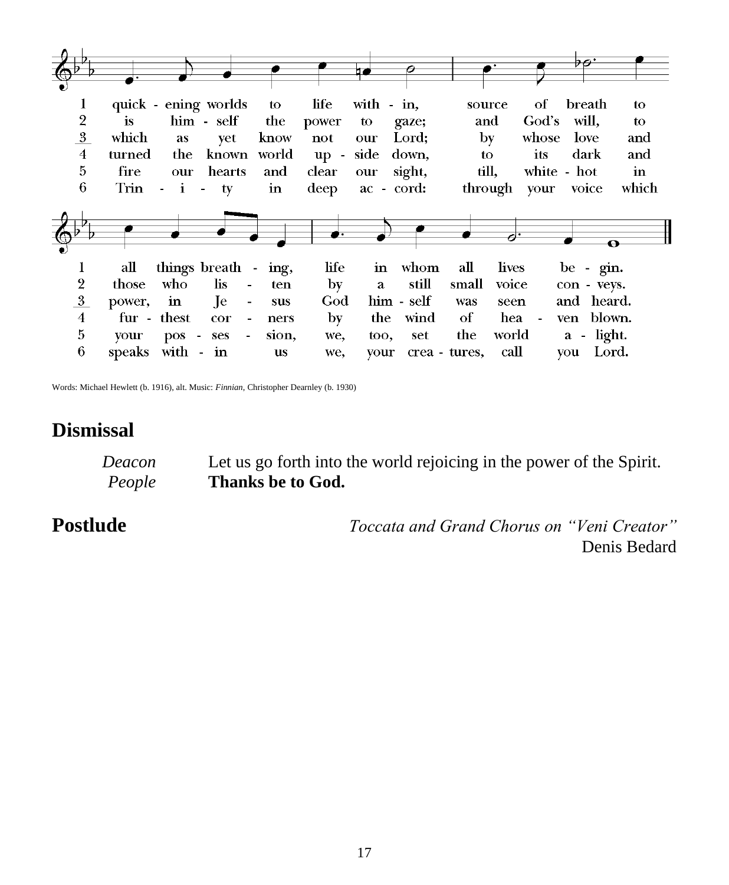1. quick-ening worlds to life with-in, source of breath to all things breath-ing, life in whom all lives be-gin.
2. is him-self the power to gaze; and God's will, to those who lis-ten by a still small voice con-veys.
3. which as yet know not our Lord; by whose love and power, in Je-sus God him-self was seen and heard.
4. turned the known world up-side down, to its dark and fur-thest cor-ners by the wind of hea-ven blown.
5. fire our hearts and clear our sight, till, white-hot in your pos-ses-sion, we, too, set the world a-light.
6. Trin-i-ty in deep ac-cord: through your voice which speaks with-in us we, your crea-tures, call you Lord.

Words: Michael Hewlett (b. 1916), alt. Music: *Finnian*, Christopher Dearnley (b. 1930)

## Dismissal

*Deacon* Let us go forth into the world rejoicing in the power of the Spirit.
*People* **Thanks be to God.**

## Postlude

*Toccata and Grand Chorus on "Veni Creator"*
Denis Bedard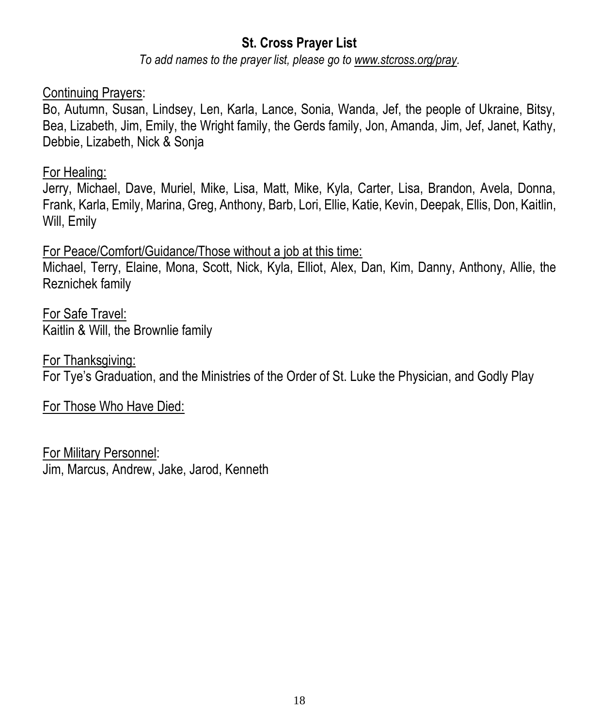## St. Cross Prayer List

*To add names to the prayer list, please go to www.stcross.org/pray.*

Continuing Prayers:
Bo, Autumn, Susan, Lindsey, Len, Karla, Lance, Sonia, Wanda, Jef, the people of Ukraine, Bitsy, Bea, Lizabeth, Jim, Emily, the Wright family, the Gerds family, Jon, Amanda, Jim, Jef, Janet, Kathy, Debbie, Lizabeth, Nick & Sonja

For Healing:
Jerry, Michael, Dave, Muriel, Mike, Lisa, Matt, Mike, Kyla, Carter, Lisa, Brandon, Avela, Donna, Frank, Karla, Emily, Marina, Greg, Anthony, Barb, Lori, Ellie, Katie, Kevin, Deepak, Ellis, Don, Kaitlin, Will, Emily

For Peace/Comfort/Guidance/Those without a job at this time:
Michael, Terry, Elaine, Mona, Scott, Nick, Kyla, Elliot, Alex, Dan, Kim, Danny, Anthony, Allie, the Reznichek family

For Safe Travel:
Kaitlin & Will, the Brownlie family

For Thanksgiving:
For Tye's Graduation, and the Ministries of the Order of St. Luke the Physician, and Godly Play

For Those Who Have Died:

For Military Personnel:
Jim, Marcus, Andrew, Jake, Jarod, Kenneth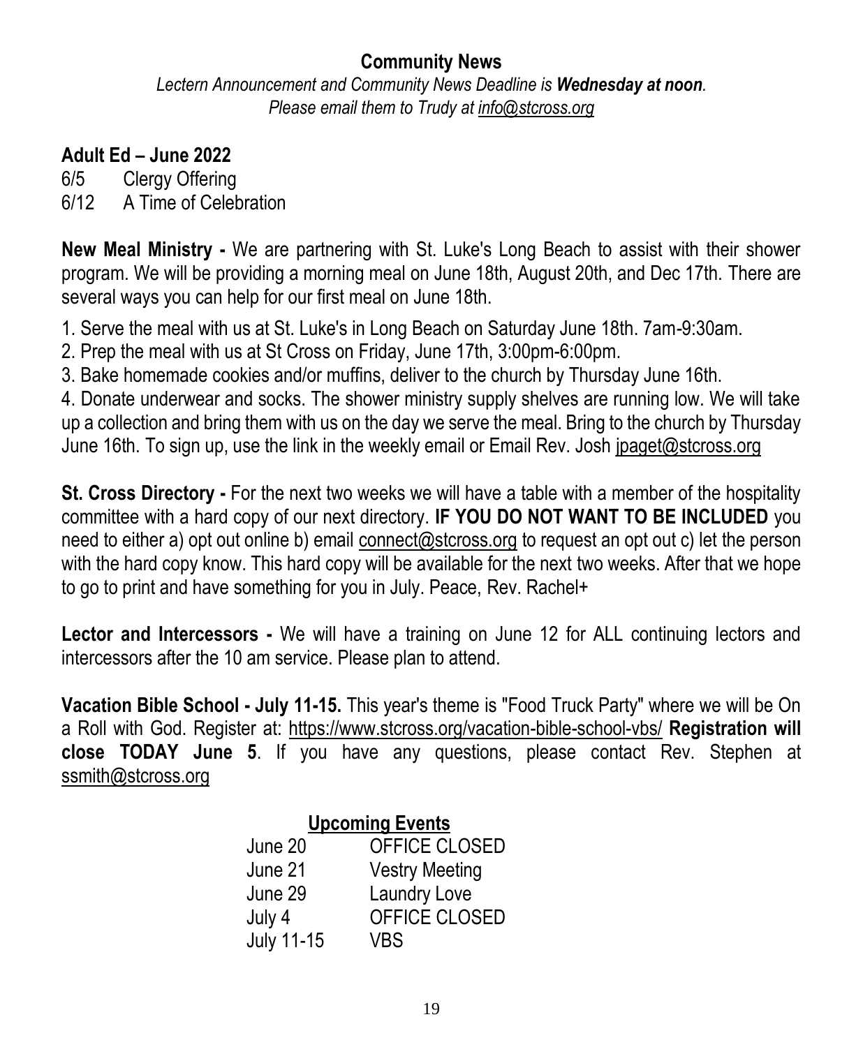## Community News

*Lectern Announcement and Community News Deadline is **Wednesday at noon**.*
*Please email them to Trudy at info@stcross.org*

**Adult Ed – June 2022**

6/5 Clergy Offering
6/12 A Time of Celebration

**New Meal Ministry -** We are partnering with St. Luke's Long Beach to assist with their shower program. We will be providing a morning meal on June 18th, August 20th, and Dec 17th. There are several ways you can help for our first meal on June 18th.

1. Serve the meal with us at St. Luke's in Long Beach on Saturday June 18th. 7am-9:30am.
2. Prep the meal with us at St Cross on Friday, June 17th, 3:00pm-6:00pm.
3. Bake homemade cookies and/or muffins, deliver to the church by Thursday June 16th.
4. Donate underwear and socks. The shower ministry supply shelves are running low. We will take up a collection and bring them with us on the day we serve the meal. Bring to the church by Thursday June 16th. To sign up, use the link in the weekly email or Email Rev. Josh jpaget@stcross.org

**St. Cross Directory -** For the next two weeks we will have a table with a member of the hospitality committee with a hard copy of our next directory. **IF YOU DO NOT WANT TO BE INCLUDED** you need to either a) opt out online b) email connect@stcross.org to request an opt out c) let the person with the hard copy know. This hard copy will be available for the next two weeks. After that we hope to go to print and have something for you in July. Peace, Rev. Rachel+

**Lector and Intercessors -** We will have a training on June 12 for ALL continuing lectors and intercessors after the 10 am service. Please plan to attend.

**Vacation Bible School - July 11-15.** This year's theme is "Food Truck Party" where we will be On a Roll with God. Register at: https://www.stcross.org/vacation-bible-school-vbs/ **Registration will close TODAY June 5**. If you have any questions, please contact Rev. Stephen at ssmith@stcross.org

**Upcoming Events**

| | |
|---|---|
| June 20 | OFFICE CLOSED |
| June 21 | Vestry Meeting |
| June 29 | Laundry Love |
| July 4 | OFFICE CLOSED |
| July 11-15 | VBS |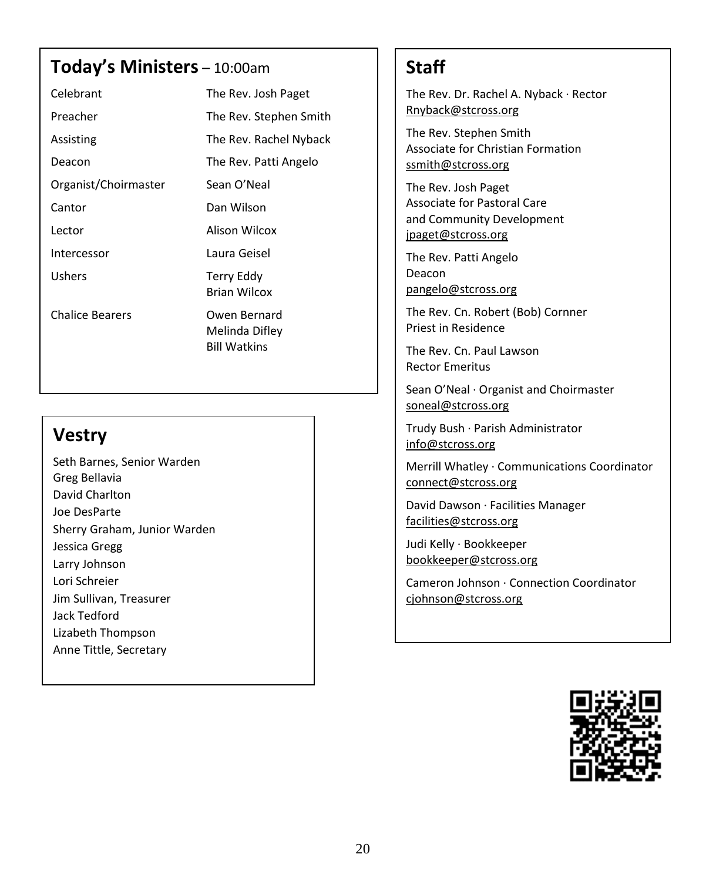## Today's Ministers – 10:00am

| | |
|---|---|
| Celebrant | The Rev. Josh Paget |
| Preacher | The Rev. Stephen Smith |
| Assisting | The Rev. Rachel Nyback |
| Deacon | The Rev. Patti Angelo |
| Organist/Choirmaster | Sean O'Neal |
| Cantor | Dan Wilson |
| Lector | Alison Wilcox |
| Intercessor | Laura Geisel |
| Ushers | Terry Eddy<br>Brian Wilcox |
| Chalice Bearers | Owen Bernard<br>Melinda Difley<br>Bill Watkins |

## Vestry

Seth Barnes, Senior Warden
Greg Bellavia
David Charlton
Joe DesParte
Sherry Graham, Junior Warden
Jessica Gregg
Larry Johnson
Lori Schreier
Jim Sullivan, Treasurer
Jack Tedford
Lizabeth Thompson
Anne Tittle, Secretary

## Staff

The Rev. Dr. Rachel A. Nyback · Rector
Rnyback@stcross.org

The Rev. Stephen Smith
Associate for Christian Formation
ssmith@stcross.org

The Rev. Josh Paget
Associate for Pastoral Care
and Community Development
jpaget@stcross.org

The Rev. Patti Angelo
Deacon
pangelo@stcross.org

The Rev. Cn. Robert (Bob) Cornner
Priest in Residence

The Rev. Cn. Paul Lawson
Rector Emeritus

Sean O'Neal · Organist and Choirmaster
soneal@stcross.org

Trudy Bush · Parish Administrator
info@stcross.org

Merrill Whatley · Communications Coordinator
connect@stcross.org

David Dawson · Facilities Manager
facilities@stcross.org

Judi Kelly · Bookkeeper
bookkeeper@stcross.org

Cameron Johnson · Connection Coordinator
cjohnson@stcross.org